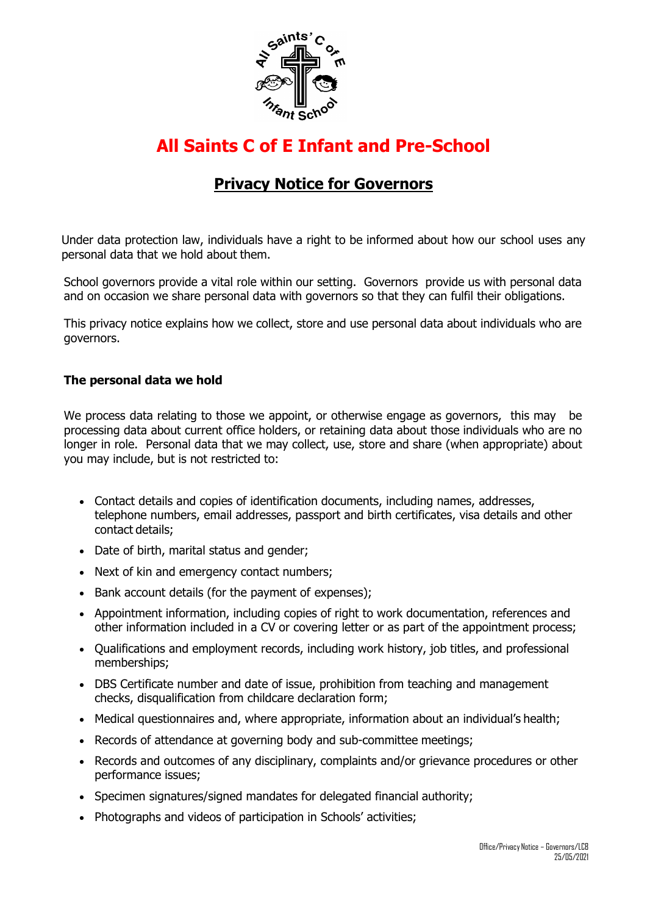# All Saints C of E Infant and Pre-School

## Privacy Notice for Governors

Under data protection law, individuals have a right to be informed about how our school uses any personal data that we hold about them.

School governors provide a vital role within our setting. Governors provide us with personal data and on occasion we share personal data with governors so that they can fulfil their obligations.

This privacy notice explains how we collect, store and use personal data about individuals who are governors.

### The personal data we hold

We process data relating to those we appoint, or otherwise engage as governors, this may be processing data about current office holders, or retaining data about those individuals who are no longer in role. Personal data that we may collect, use, store and share (when appropriate) about you may include, but is not restricted to:

- Contact details and copies of identification documents, including names, addresses, telephone numbers, email addresses, passport and birth certificates, visa details and other contact details;
- Date of birth, marital status and gender;
- Next of kin and emergency contact numbers;
- Bank account details (for the payment of expenses);
- Appointment information, including copies of right to work documentation, references and other information included in a CV or covering letter or as part of the appointment process;
- Qualifications and employment records, including work history, job titles, and professional memberships;
- DBS Certificate number and date of issue, prohibition from teaching and management checks, disqualification from childcare declaration form;
- Medical questionnaires and, where appropriate, information about an individual's health;
- Records of attendance at governing body and sub-committee meetings;
- Records and outcomes of any disciplinary, complaints and/or grievance procedures or other performance issues;
- Specimen signatures/signed mandates for delegated financial authority;
- Photographs and videos of participation in Schools' activities;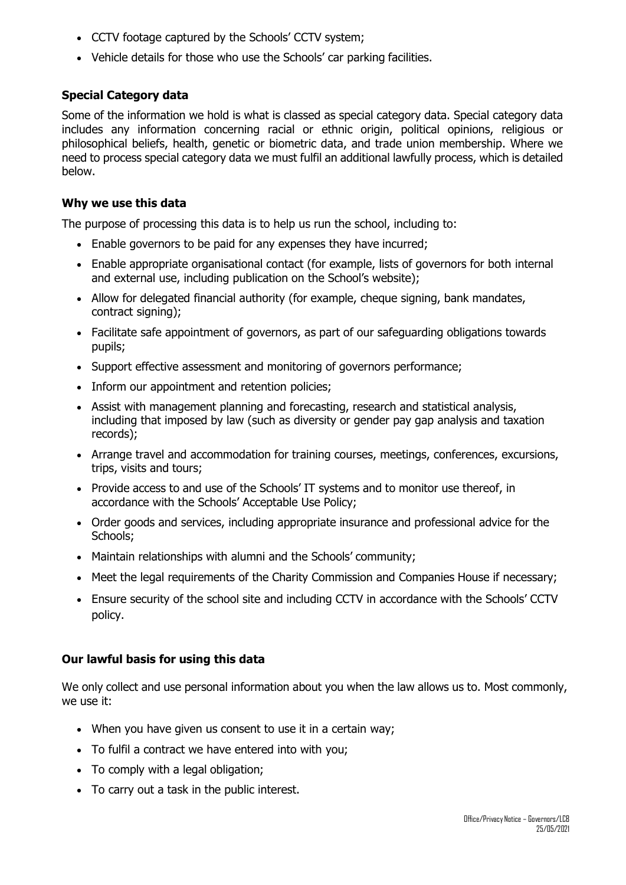- CCTV footage captured by the Schools' CCTV system;
- Vehicle details for those who use the Schools' car parking facilities.

### Special Category data

Some of the information we hold is what is classed as special category data. Special category data includes any information concerning racial or ethnic origin, political opinions, religious or philosophical beliefs, health, genetic or biometric data, and trade union membership. Where we need to process special category data we must fulfil an additional lawfully process, which is detailed below.

### Why we use this data

The purpose of processing this data is to help us run the school, including to:

- Enable governors to be paid for any expenses they have incurred;
- Enable appropriate organisational contact (for example, lists of governors for both internal and external use, including publication on the School's website);
- Allow for delegated financial authority (for example, cheque signing, bank mandates, contract signing);
- Facilitate safe appointment of governors, as part of our safeguarding obligations towards pupils;
- Support effective assessment and monitoring of governors performance;
- Inform our appointment and retention policies;
- Assist with management planning and forecasting, research and statistical analysis, including that imposed by law (such as diversity or gender pay gap analysis and taxation records);
- Arrange travel and accommodation for training courses, meetings, conferences, excursions, trips, visits and tours;
- Provide access to and use of the Schools' IT systems and to monitor use thereof, in accordance with the Schools' Acceptable Use Policy;
- Order goods and services, including appropriate insurance and professional advice for the Schools;
- Maintain relationships with alumni and the Schools' community;
- Meet the legal requirements of the Charity Commission and Companies House if necessary;
- Ensure security of the school site and including CCTV in accordance with the Schools' CCTV policy.

### Our lawful basis for using this data

We only collect and use personal information about you when the law allows us to. Most commonly, we use it:

- When you have given us consent to use it in a certain way;
- To fulfil a contract we have entered into with you;
- To comply with a legal obligation;
- To carry out a task in the public interest.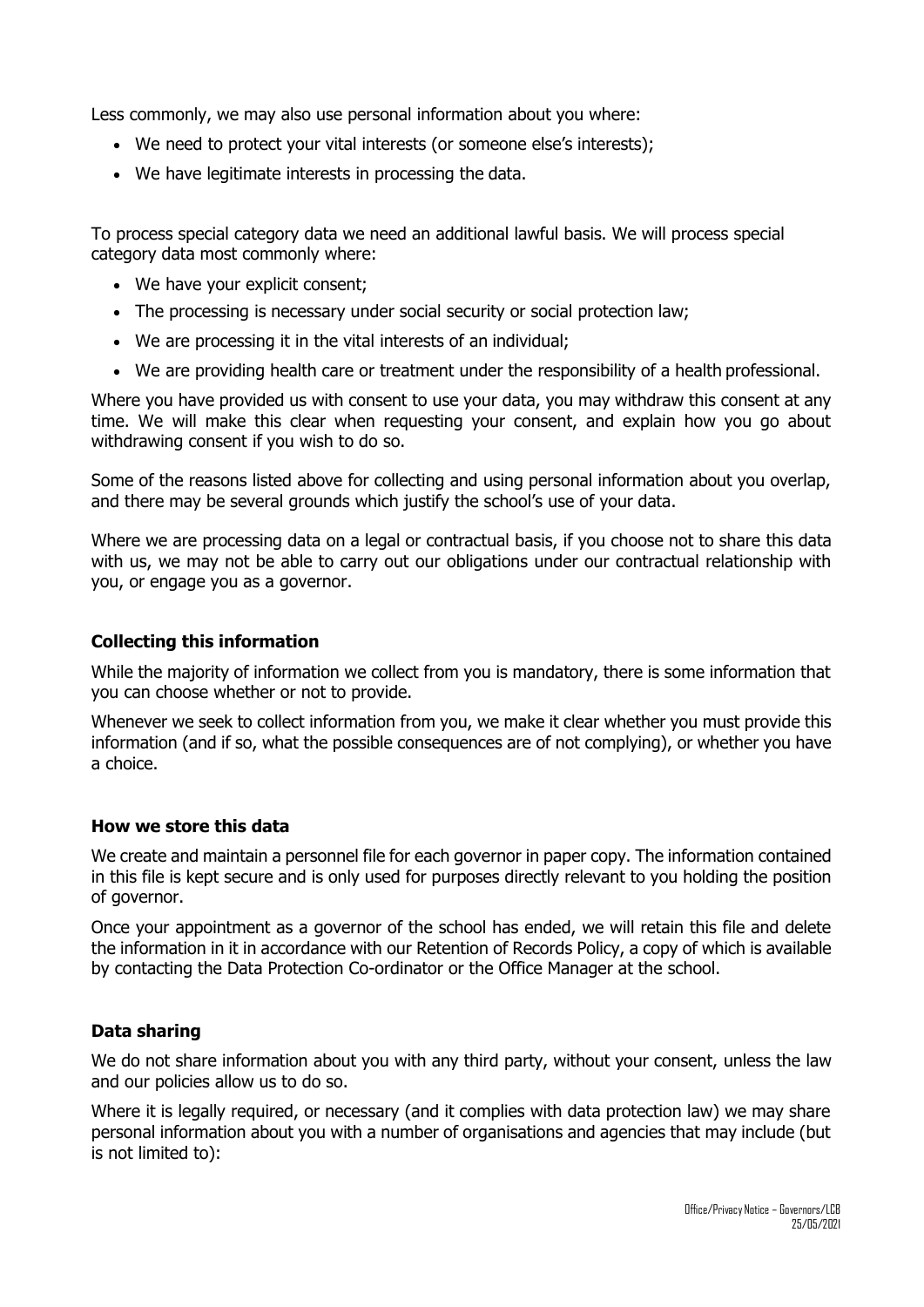Less commonly, we may also use personal information about you where:

- We need to protect your vital interests (or someone else's interests);
- We have legitimate interests in processing the data.

To process special category data we need an additional lawful basis. We will process special category data most commonly where:

- We have your explicit consent;
- The processing is necessary under social security or social protection law;
- We are processing it in the vital interests of an individual;
- We are providing health care or treatment under the responsibility of a health professional.

Where you have provided us with consent to use your data, you may withdraw this consent at any time. We will make this clear when requesting your consent, and explain how you go about withdrawing consent if you wish to do so.

Some of the reasons listed above for collecting and using personal information about you overlap, and there may be several grounds which justify the school's use of your data.

Where we are processing data on a legal or contractual basis, if you choose not to share this data with us, we may not be able to carry out our obligations under our contractual relationship with you, or engage you as a governor.

### Collecting this information

While the majority of information we collect from you is mandatory, there is some information that you can choose whether or not to provide.

Whenever we seek to collect information from you, we make it clear whether you must provide this information (and if so, what the possible consequences are of not complying), or whether you have a choice.

### How we store this data

We create and maintain a personnel file for each governor in paper copy. The information contained in this file is kept secure and is only used for purposes directly relevant to you holding the position of governor.

Once your appointment as a governor of the school has ended, we will retain this file and delete the information in it in accordance with our Retention of Records Policy, a copy of which is available by contacting the Data Protection Co-ordinator or the Office Manager at the school.

### Data sharing

We do not share information about you with any third party, without your consent, unless the law and our policies allow us to do so.

Where it is legally required, or necessary (and it complies with data protection law) we may share personal information about you with a number of organisations and agencies that may include (but is not limited to):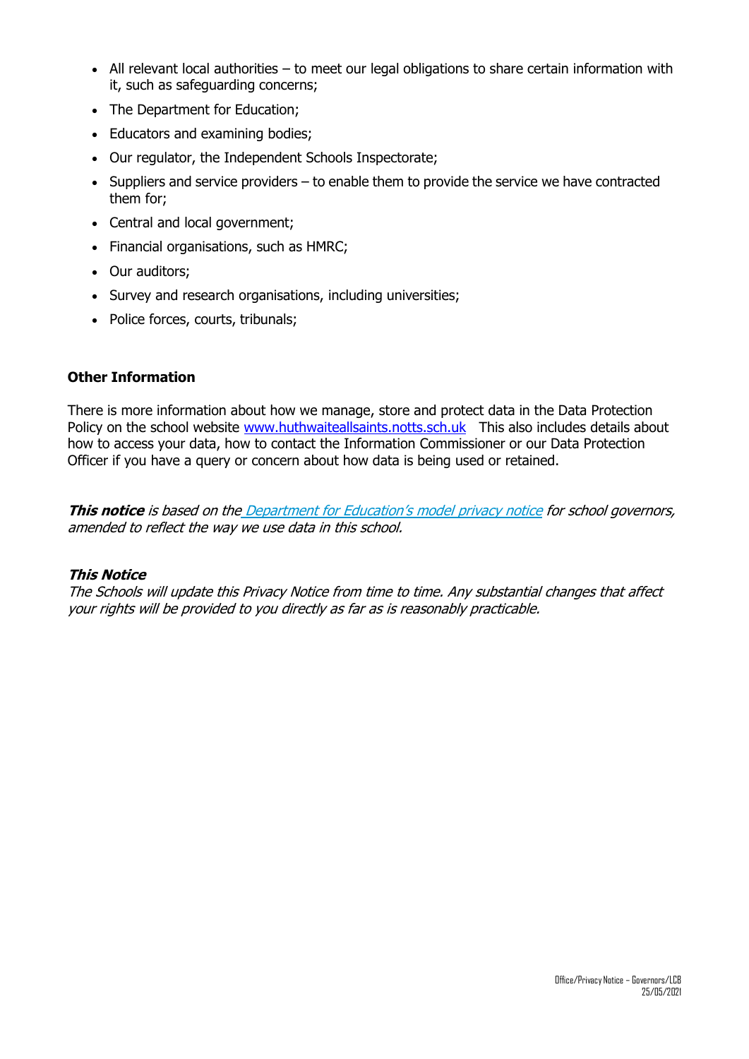- All relevant local authorities – to meet our legal obligations to share certain information with it, such as safeguarding concerns;
- The Department for Education;
- Educators and examining bodies;
- Our regulator, the Independent Schools Inspectorate;
- Suppliers and service providers – to enable them to provide the service we have contracted them for;
- Central and local government;
- Financial organisations, such as HMRC;
- Our auditors;
- Survey and research organisations, including universities;
- Police forces, courts, tribunals;

**Other Information**

There is more information about how we manage, store and protect data in the Data Protection Policy on the school website www.huthwaiteallsaints.notts.sch.uk This also includes details about how to access your data, how to contact the Information Commissioner or our Data Protection Officer if you have a query or concern about how data is being used or retained.

***This notice*** *is based on the Department for Education's model privacy notice for school governors, amended to reflect the way we use data in this school.*

***This Notice***

*The Schools will update this Privacy Notice from time to time. Any substantial changes that affect your rights will be provided to you directly as far as is reasonably practicable.*

Office/Privacy Notice – Governors/LCB
25/05/2021